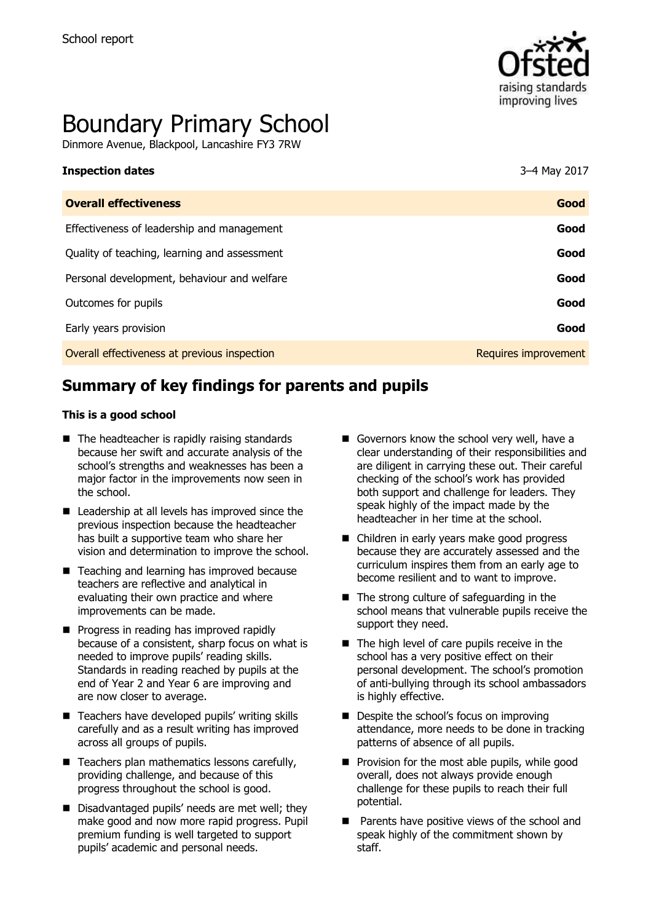School report

# Boundary Primary School

Dinmore Avenue, Blackpool, Lancashire FY3 7RW

| **Inspection dates** | 3–4 May 2017 |
| --- | --- |
| **Overall effectiveness** | **Good** |
| Effectiveness of leadership and management | **Good** |
| Quality of teaching, learning and assessment | **Good** |
| Personal development, behaviour and welfare | **Good** |
| Outcomes for pupils | **Good** |
| Early years provision | **Good** |
| Overall effectiveness at previous inspection | Requires improvement |

## Summary of key findings for parents and pupils

**This is a good school**

- The headteacher is rapidly raising standards because her swift and accurate analysis of the school's strengths and weaknesses has been a major factor in the improvements now seen in the school.
- Leadership at all levels has improved since the previous inspection because the headteacher has built a supportive team who share her vision and determination to improve the school.
- Teaching and learning has improved because teachers are reflective and analytical in evaluating their own practice and where improvements can be made.
- Progress in reading has improved rapidly because of a consistent, sharp focus on what is needed to improve pupils' reading skills. Standards in reading reached by pupils at the end of Year 2 and Year 6 are improving and are now closer to average.
- Teachers have developed pupils' writing skills carefully and as a result writing has improved across all groups of pupils.
- Teachers plan mathematics lessons carefully, providing challenge, and because of this progress throughout the school is good.
- Disadvantaged pupils' needs are met well; they make good and now more rapid progress. Pupil premium funding is well targeted to support pupils' academic and personal needs.
- Governors know the school very well, have a clear understanding of their responsibilities and are diligent in carrying these out. Their careful checking of the school's work has provided both support and challenge for leaders. They speak highly of the impact made by the headteacher in her time at the school.
- Children in early years make good progress because they are accurately assessed and the curriculum inspires them from an early age to become resilient and to want to improve.
- The strong culture of safeguarding in the school means that vulnerable pupils receive the support they need.
- The high level of care pupils receive in the school has a very positive effect on their personal development. The school's promotion of anti-bullying through its school ambassadors is highly effective.
- Despite the school's focus on improving attendance, more needs to be done in tracking patterns of absence of all pupils.
- Provision for the most able pupils, while good overall, does not always provide enough challenge for these pupils to reach their full potential.
- Parents have positive views of the school and speak highly of the commitment shown by staff.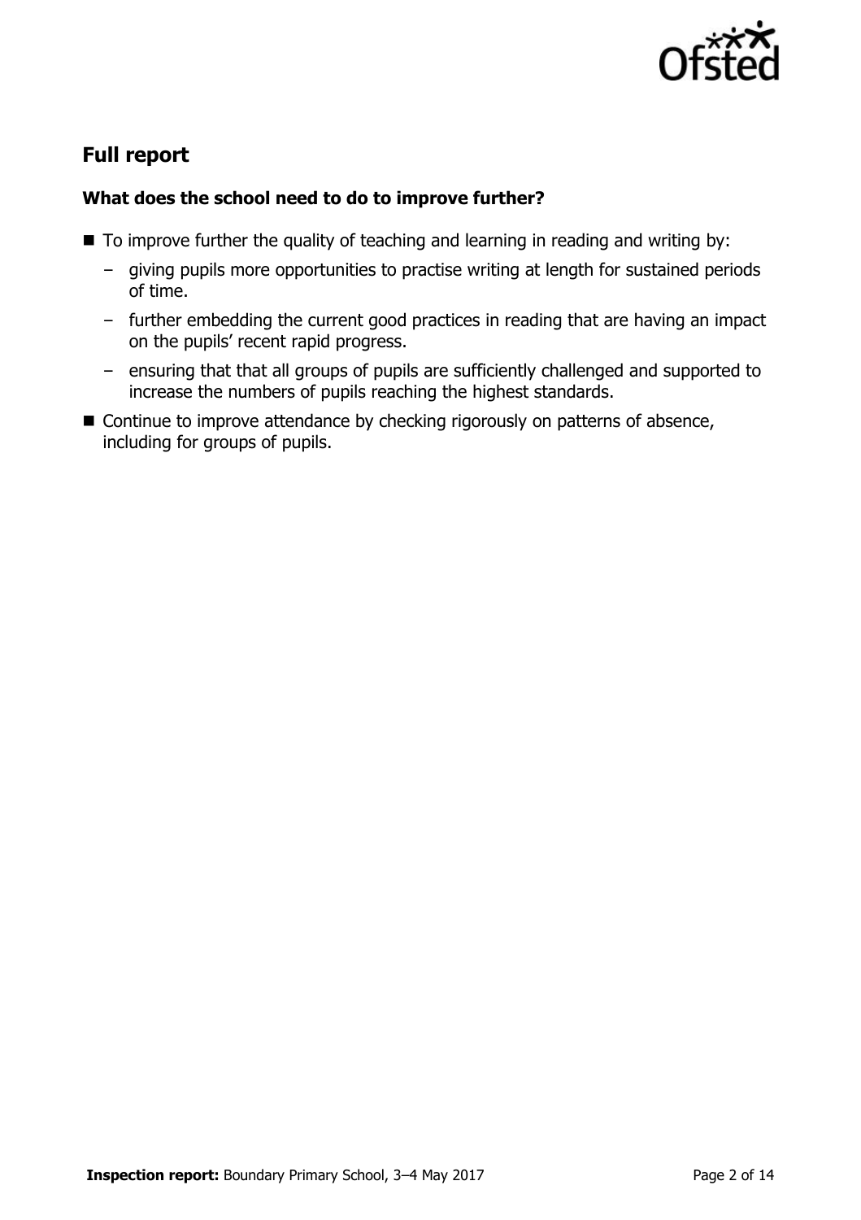## Full report

### What does the school need to do to improve further?

- To improve further the quality of teaching and learning in reading and writing by:
  - giving pupils more opportunities to practise writing at length for sustained periods of time.
  - further embedding the current good practices in reading that are having an impact on the pupils' recent rapid progress.
  - ensuring that that all groups of pupils are sufficiently challenged and supported to increase the numbers of pupils reaching the highest standards.
- Continue to improve attendance by checking rigorously on patterns of absence, including for groups of pupils.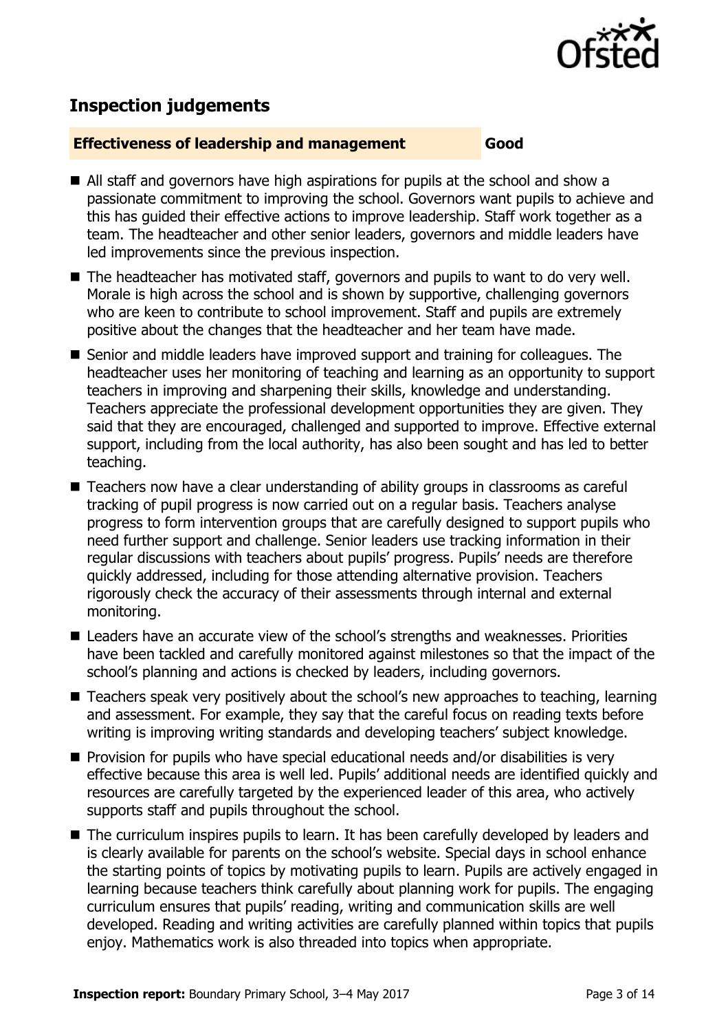## Inspection judgements

**Effectiveness of leadership and management** **Good**

- All staff and governors have high aspirations for pupils at the school and show a passionate commitment to improving the school. Governors want pupils to achieve and this has guided their effective actions to improve leadership. Staff work together as a team. The headteacher and other senior leaders, governors and middle leaders have led improvements since the previous inspection.
- The headteacher has motivated staff, governors and pupils to want to do very well. Morale is high across the school and is shown by supportive, challenging governors who are keen to contribute to school improvement. Staff and pupils are extremely positive about the changes that the headteacher and her team have made.
- Senior and middle leaders have improved support and training for colleagues. The headteacher uses her monitoring of teaching and learning as an opportunity to support teachers in improving and sharpening their skills, knowledge and understanding. Teachers appreciate the professional development opportunities they are given. They said that they are encouraged, challenged and supported to improve. Effective external support, including from the local authority, has also been sought and has led to better teaching.
- Teachers now have a clear understanding of ability groups in classrooms as careful tracking of pupil progress is now carried out on a regular basis. Teachers analyse progress to form intervention groups that are carefully designed to support pupils who need further support and challenge. Senior leaders use tracking information in their regular discussions with teachers about pupils' progress. Pupils' needs are therefore quickly addressed, including for those attending alternative provision. Teachers rigorously check the accuracy of their assessments through internal and external monitoring.
- Leaders have an accurate view of the school's strengths and weaknesses. Priorities have been tackled and carefully monitored against milestones so that the impact of the school's planning and actions is checked by leaders, including governors.
- Teachers speak very positively about the school's new approaches to teaching, learning and assessment. For example, they say that the careful focus on reading texts before writing is improving writing standards and developing teachers' subject knowledge.
- Provision for pupils who have special educational needs and/or disabilities is very effective because this area is well led. Pupils' additional needs are identified quickly and resources are carefully targeted by the experienced leader of this area, who actively supports staff and pupils throughout the school.
- The curriculum inspires pupils to learn. It has been carefully developed by leaders and is clearly available for parents on the school's website. Special days in school enhance the starting points of topics by motivating pupils to learn. Pupils are actively engaged in learning because teachers think carefully about planning work for pupils. The engaging curriculum ensures that pupils' reading, writing and communication skills are well developed. Reading and writing activities are carefully planned within topics that pupils enjoy. Mathematics work is also threaded into topics when appropriate.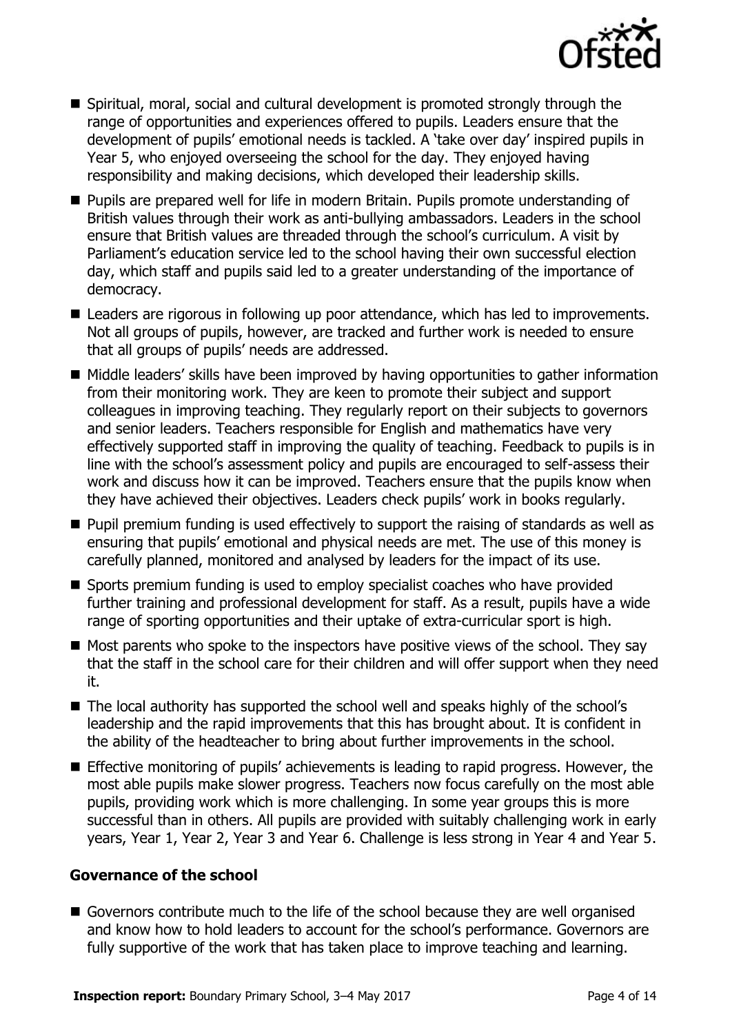- Spiritual, moral, social and cultural development is promoted strongly through the range of opportunities and experiences offered to pupils. Leaders ensure that the development of pupils' emotional needs is tackled. A 'take over day' inspired pupils in Year 5, who enjoyed overseeing the school for the day. They enjoyed having responsibility and making decisions, which developed their leadership skills.
- Pupils are prepared well for life in modern Britain. Pupils promote understanding of British values through their work as anti-bullying ambassadors. Leaders in the school ensure that British values are threaded through the school's curriculum. A visit by Parliament's education service led to the school having their own successful election day, which staff and pupils said led to a greater understanding of the importance of democracy.
- Leaders are rigorous in following up poor attendance, which has led to improvements. Not all groups of pupils, however, are tracked and further work is needed to ensure that all groups of pupils' needs are addressed.
- Middle leaders' skills have been improved by having opportunities to gather information from their monitoring work. They are keen to promote their subject and support colleagues in improving teaching. They regularly report on their subjects to governors and senior leaders. Teachers responsible for English and mathematics have very effectively supported staff in improving the quality of teaching. Feedback to pupils is in line with the school's assessment policy and pupils are encouraged to self-assess their work and discuss how it can be improved. Teachers ensure that the pupils know when they have achieved their objectives. Leaders check pupils' work in books regularly.
- Pupil premium funding is used effectively to support the raising of standards as well as ensuring that pupils' emotional and physical needs are met. The use of this money is carefully planned, monitored and analysed by leaders for the impact of its use.
- Sports premium funding is used to employ specialist coaches who have provided further training and professional development for staff. As a result, pupils have a wide range of sporting opportunities and their uptake of extra-curricular sport is high.
- Most parents who spoke to the inspectors have positive views of the school. They say that the staff in the school care for their children and will offer support when they need it.
- The local authority has supported the school well and speaks highly of the school's leadership and the rapid improvements that this has brought about. It is confident in the ability of the headteacher to bring about further improvements in the school.
- Effective monitoring of pupils' achievements is leading to rapid progress. However, the most able pupils make slower progress. Teachers now focus carefully on the most able pupils, providing work which is more challenging. In some year groups this is more successful than in others. All pupils are provided with suitably challenging work in early years, Year 1, Year 2, Year 3 and Year 6. Challenge is less strong in Year 4 and Year 5.

### Governance of the school

- Governors contribute much to the life of the school because they are well organised and know how to hold leaders to account for the school's performance. Governors are fully supportive of the work that has taken place to improve teaching and learning.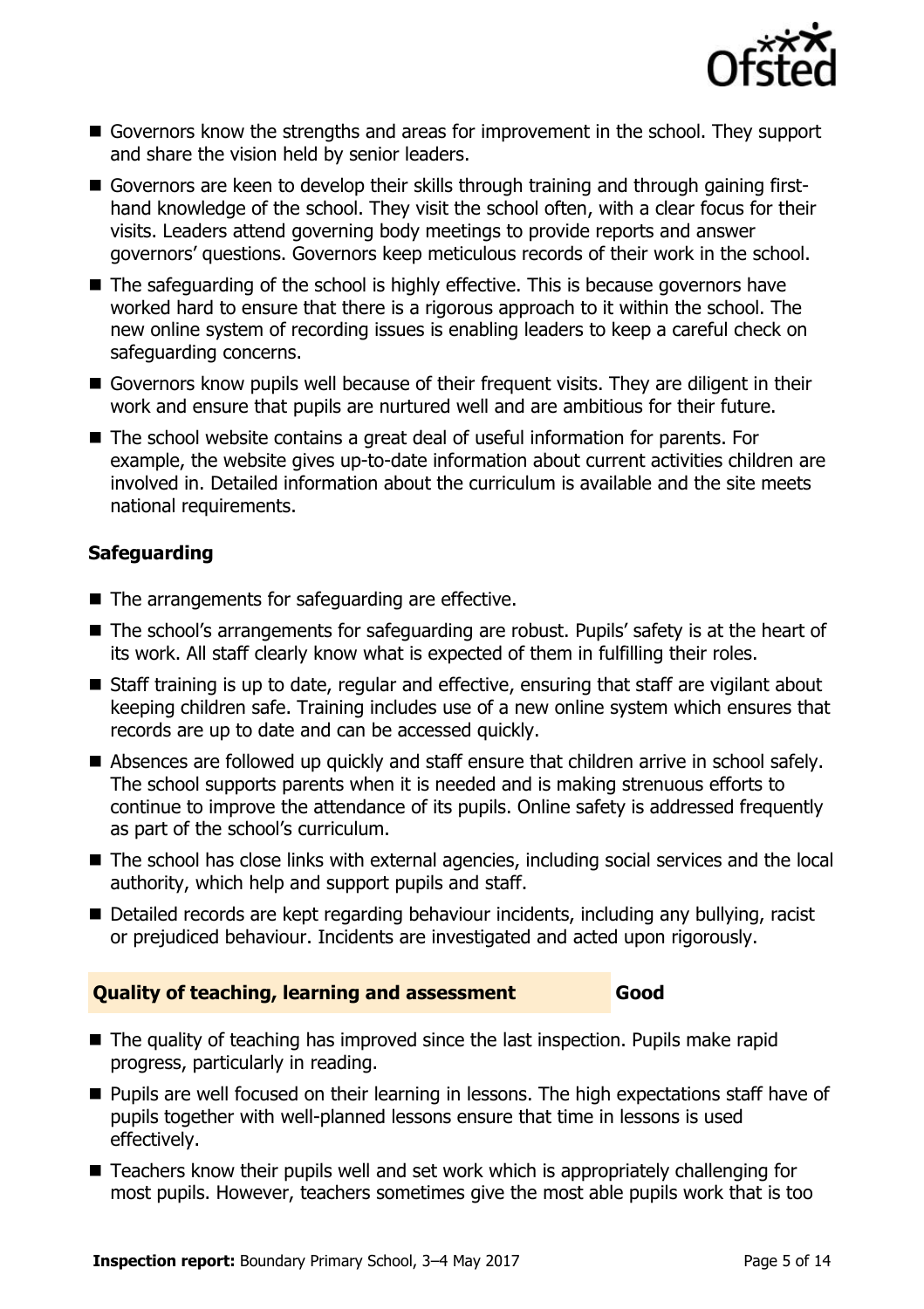- Governors know the strengths and areas for improvement in the school. They support and share the vision held by senior leaders.
- Governors are keen to develop their skills through training and through gaining first-hand knowledge of the school. They visit the school often, with a clear focus for their visits. Leaders attend governing body meetings to provide reports and answer governors' questions. Governors keep meticulous records of their work in the school.
- The safeguarding of the school is highly effective. This is because governors have worked hard to ensure that there is a rigorous approach to it within the school. The new online system of recording issues is enabling leaders to keep a careful check on safeguarding concerns.
- Governors know pupils well because of their frequent visits. They are diligent in their work and ensure that pupils are nurtured well and are ambitious for their future.
- The school website contains a great deal of useful information for parents. For example, the website gives up-to-date information about current activities children are involved in. Detailed information about the curriculum is available and the site meets national requirements.

### Safeguarding

- The arrangements for safeguarding are effective.
- The school's arrangements for safeguarding are robust. Pupils' safety is at the heart of its work. All staff clearly know what is expected of them in fulfilling their roles.
- Staff training is up to date, regular and effective, ensuring that staff are vigilant about keeping children safe. Training includes use of a new online system which ensures that records are up to date and can be accessed quickly.
- Absences are followed up quickly and staff ensure that children arrive in school safely. The school supports parents when it is needed and is making strenuous efforts to continue to improve the attendance of its pupils. Online safety is addressed frequently as part of the school's curriculum.
- The school has close links with external agencies, including social services and the local authority, which help and support pupils and staff.
- Detailed records are kept regarding behaviour incidents, including any bullying, racist or prejudiced behaviour. Incidents are investigated and acted upon rigorously.

## Quality of teaching, learning and assessment — Good

- The quality of teaching has improved since the last inspection. Pupils make rapid progress, particularly in reading.
- Pupils are well focused on their learning in lessons. The high expectations staff have of pupils together with well-planned lessons ensure that time in lessons is used effectively.
- Teachers know their pupils well and set work which is appropriately challenging for most pupils. However, teachers sometimes give the most able pupils work that is too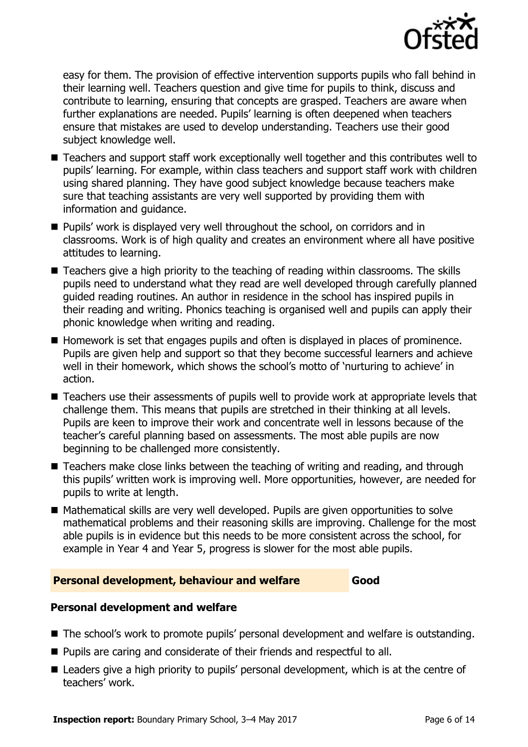easy for them. The provision of effective intervention supports pupils who fall behind in their learning well. Teachers question and give time for pupils to think, discuss and contribute to learning, ensuring that concepts are grasped. Teachers are aware when further explanations are needed. Pupils' learning is often deepened when teachers ensure that mistakes are used to develop understanding. Teachers use their good subject knowledge well.

- Teachers and support staff work exceptionally well together and this contributes well to pupils' learning. For example, within class teachers and support staff work with children using shared planning. They have good subject knowledge because teachers make sure that teaching assistants are very well supported by providing them with information and guidance.
- Pupils' work is displayed very well throughout the school, on corridors and in classrooms. Work is of high quality and creates an environment where all have positive attitudes to learning.
- Teachers give a high priority to the teaching of reading within classrooms. The skills pupils need to understand what they read are well developed through carefully planned guided reading routines. An author in residence in the school has inspired pupils in their reading and writing. Phonics teaching is organised well and pupils can apply their phonic knowledge when writing and reading.
- Homework is set that engages pupils and often is displayed in places of prominence. Pupils are given help and support so that they become successful learners and achieve well in their homework, which shows the school's motto of 'nurturing to achieve' in action.
- Teachers use their assessments of pupils well to provide work at appropriate levels that challenge them. This means that pupils are stretched in their thinking at all levels. Pupils are keen to improve their work and concentrate well in lessons because of the teacher's careful planning based on assessments. The most able pupils are now beginning to be challenged more consistently.
- Teachers make close links between the teaching of writing and reading, and through this pupils' written work is improving well. More opportunities, however, are needed for pupils to write at length.
- Mathematical skills are very well developed. Pupils are given opportunities to solve mathematical problems and their reasoning skills are improving. Challenge for the most able pupils is in evidence but this needs to be more consistent across the school, for example in Year 4 and Year 5, progress is slower for the most able pupils.

## Personal development, behaviour and welfare — Good

### Personal development and welfare

- The school's work to promote pupils' personal development and welfare is outstanding.
- Pupils are caring and considerate of their friends and respectful to all.
- Leaders give a high priority to pupils' personal development, which is at the centre of teachers' work.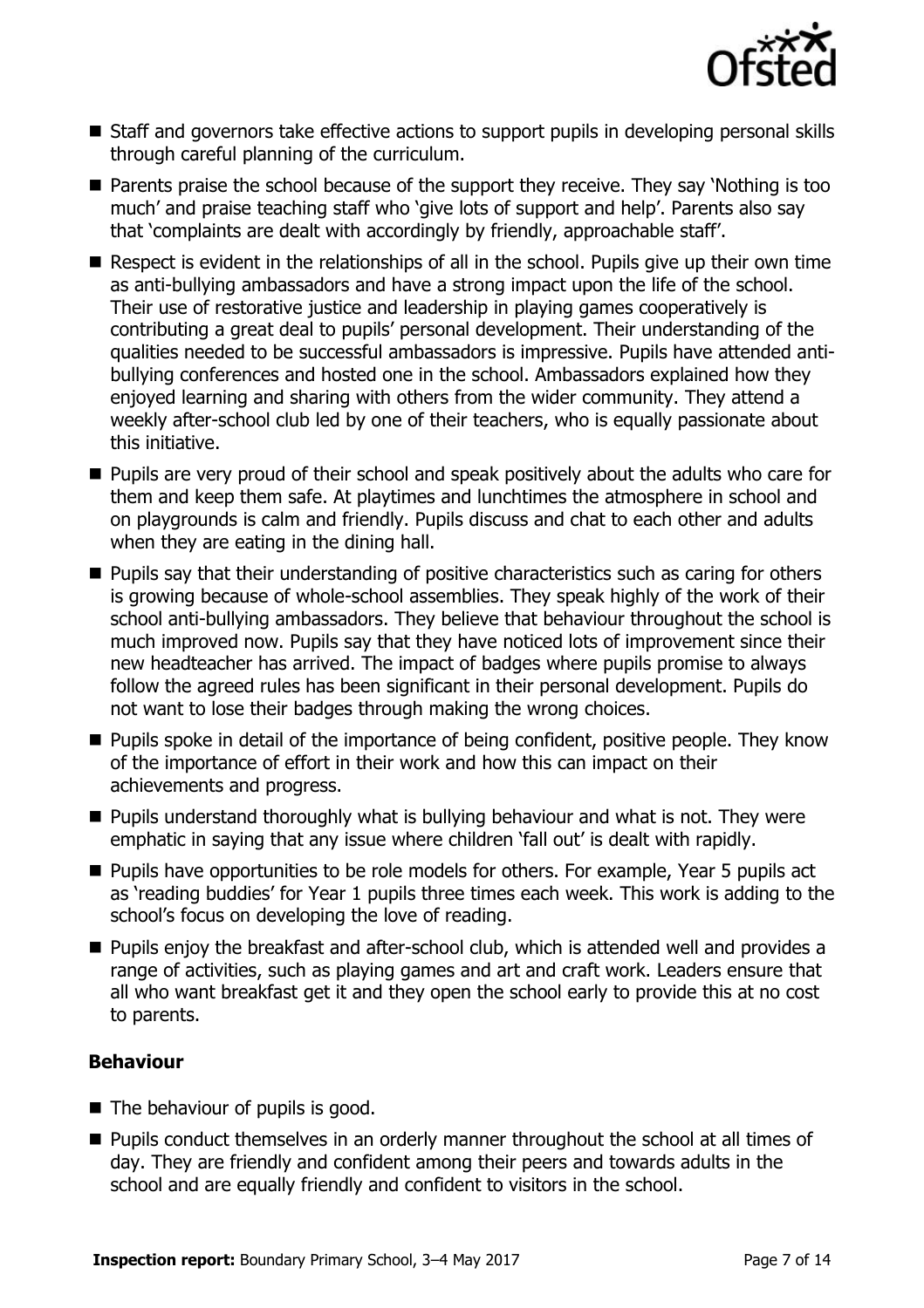- Staff and governors take effective actions to support pupils in developing personal skills through careful planning of the curriculum.
- Parents praise the school because of the support they receive. They say 'Nothing is too much' and praise teaching staff who 'give lots of support and help'. Parents also say that 'complaints are dealt with accordingly by friendly, approachable staff'.
- Respect is evident in the relationships of all in the school. Pupils give up their own time as anti-bullying ambassadors and have a strong impact upon the life of the school. Their use of restorative justice and leadership in playing games cooperatively is contributing a great deal to pupils' personal development. Their understanding of the qualities needed to be successful ambassadors is impressive. Pupils have attended anti-bullying conferences and hosted one in the school. Ambassadors explained how they enjoyed learning and sharing with others from the wider community. They attend a weekly after-school club led by one of their teachers, who is equally passionate about this initiative.
- Pupils are very proud of their school and speak positively about the adults who care for them and keep them safe. At playtimes and lunchtimes the atmosphere in school and on playgrounds is calm and friendly. Pupils discuss and chat to each other and adults when they are eating in the dining hall.
- Pupils say that their understanding of positive characteristics such as caring for others is growing because of whole-school assemblies. They speak highly of the work of their school anti-bullying ambassadors. They believe that behaviour throughout the school is much improved now. Pupils say that they have noticed lots of improvement since their new headteacher has arrived. The impact of badges where pupils promise to always follow the agreed rules has been significant in their personal development. Pupils do not want to lose their badges through making the wrong choices.
- Pupils spoke in detail of the importance of being confident, positive people. They know of the importance of effort in their work and how this can impact on their achievements and progress.
- Pupils understand thoroughly what is bullying behaviour and what is not. They were emphatic in saying that any issue where children 'fall out' is dealt with rapidly.
- Pupils have opportunities to be role models for others. For example, Year 5 pupils act as 'reading buddies' for Year 1 pupils three times each week. This work is adding to the school's focus on developing the love of reading.
- Pupils enjoy the breakfast and after-school club, which is attended well and provides a range of activities, such as playing games and art and craft work. Leaders ensure that all who want breakfast get it and they open the school early to provide this at no cost to parents.

### Behaviour

- The behaviour of pupils is good.
- Pupils conduct themselves in an orderly manner throughout the school at all times of day. They are friendly and confident among their peers and towards adults in the school and are equally friendly and confident to visitors in the school.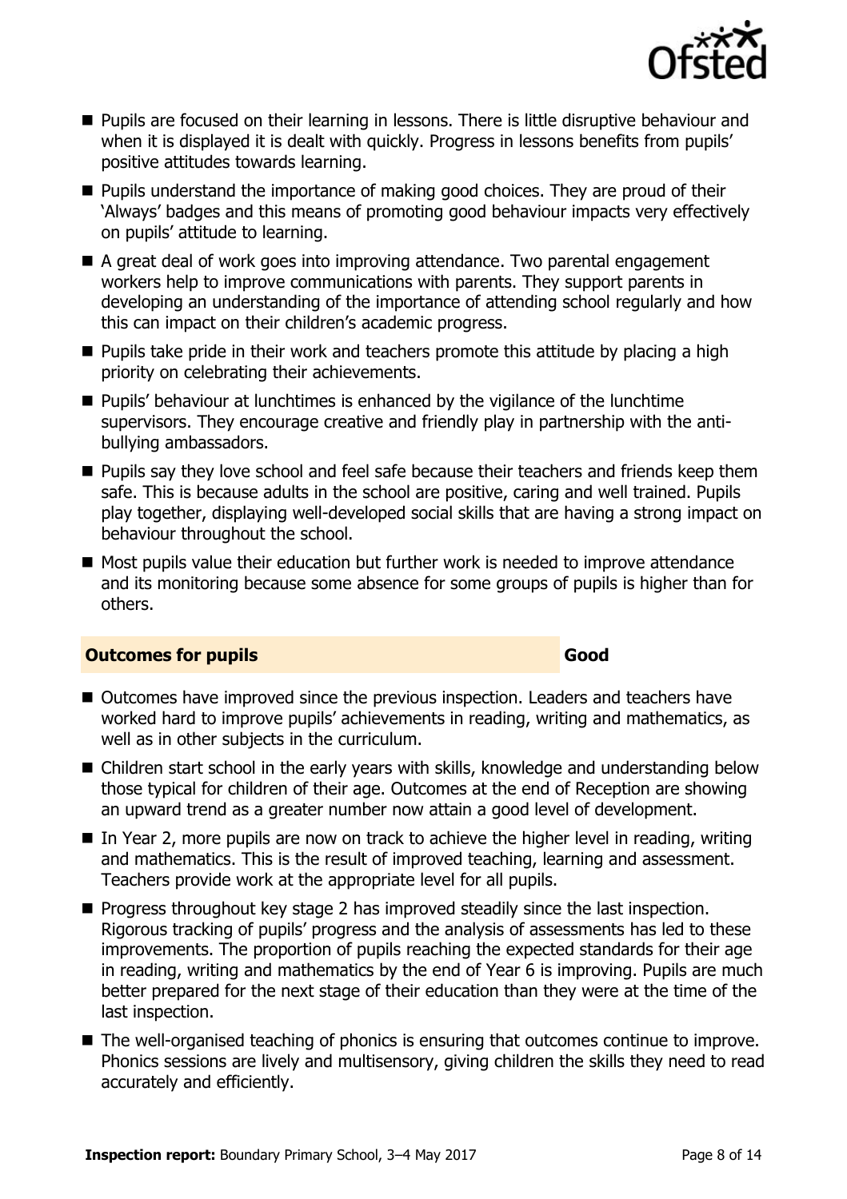- Pupils are focused on their learning in lessons. There is little disruptive behaviour and when it is displayed it is dealt with quickly. Progress in lessons benefits from pupils' positive attitudes towards learning.
- Pupils understand the importance of making good choices. They are proud of their 'Always' badges and this means of promoting good behaviour impacts very effectively on pupils' attitude to learning.
- A great deal of work goes into improving attendance. Two parental engagement workers help to improve communications with parents. They support parents in developing an understanding of the importance of attending school regularly and how this can impact on their children's academic progress.
- Pupils take pride in their work and teachers promote this attitude by placing a high priority on celebrating their achievements.
- Pupils' behaviour at lunchtimes is enhanced by the vigilance of the lunchtime supervisors. They encourage creative and friendly play in partnership with the anti-bullying ambassadors.
- Pupils say they love school and feel safe because their teachers and friends keep them safe. This is because adults in the school are positive, caring and well trained. Pupils play together, displaying well-developed social skills that are having a strong impact on behaviour throughout the school.
- Most pupils value their education but further work is needed to improve attendance and its monitoring because some absence for some groups of pupils is higher than for others.

## Outcomes for pupils — Good

- Outcomes have improved since the previous inspection. Leaders and teachers have worked hard to improve pupils' achievements in reading, writing and mathematics, as well as in other subjects in the curriculum.
- Children start school in the early years with skills, knowledge and understanding below those typical for children of their age. Outcomes at the end of Reception are showing an upward trend as a greater number now attain a good level of development.
- In Year 2, more pupils are now on track to achieve the higher level in reading, writing and mathematics. This is the result of improved teaching, learning and assessment. Teachers provide work at the appropriate level for all pupils.
- Progress throughout key stage 2 has improved steadily since the last inspection. Rigorous tracking of pupils' progress and the analysis of assessments has led to these improvements. The proportion of pupils reaching the expected standards for their age in reading, writing and mathematics by the end of Year 6 is improving. Pupils are much better prepared for the next stage of their education than they were at the time of the last inspection.
- The well-organised teaching of phonics is ensuring that outcomes continue to improve. Phonics sessions are lively and multisensory, giving children the skills they need to read accurately and efficiently.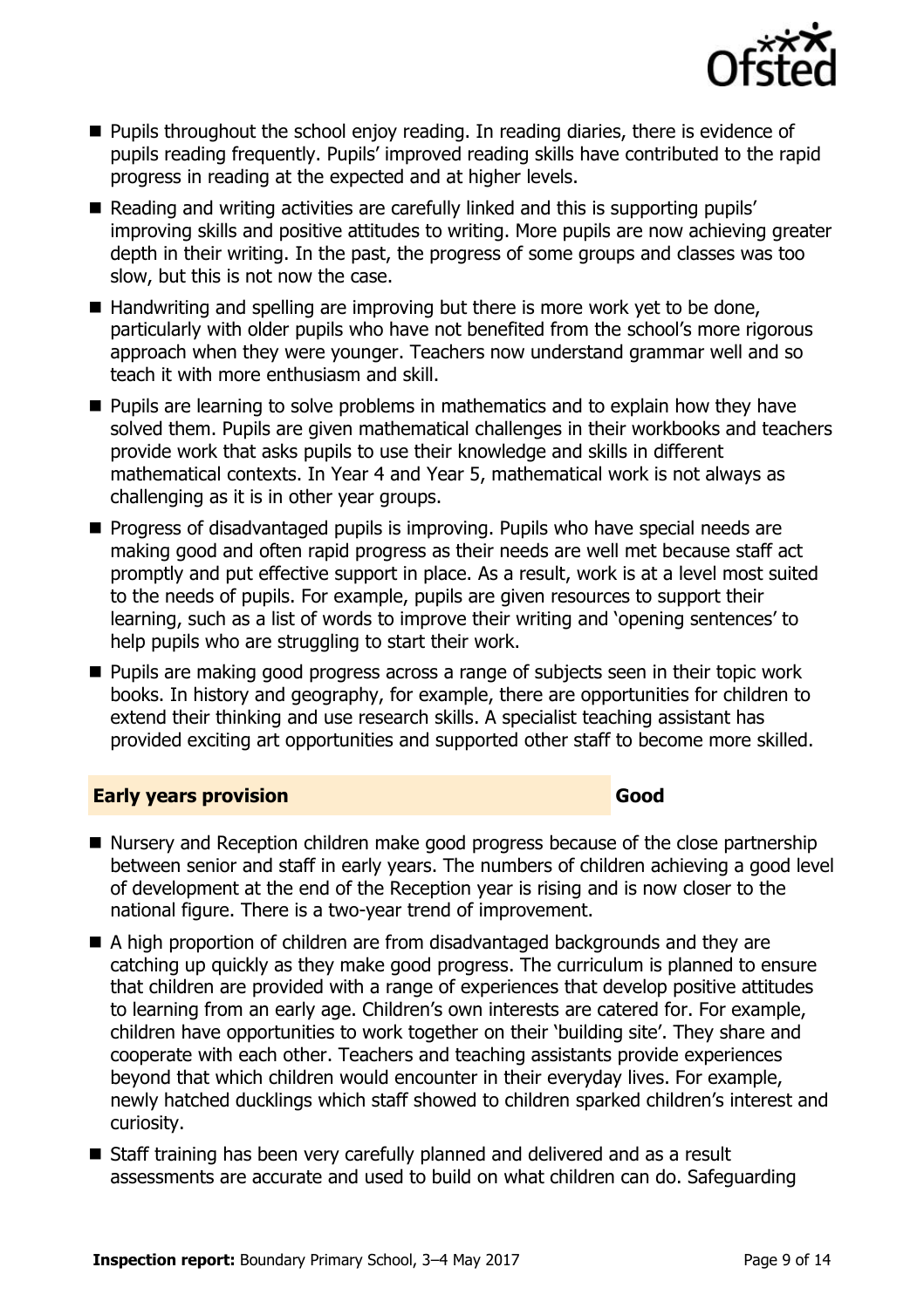- Pupils throughout the school enjoy reading. In reading diaries, there is evidence of pupils reading frequently. Pupils' improved reading skills have contributed to the rapid progress in reading at the expected and at higher levels.
- Reading and writing activities are carefully linked and this is supporting pupils' improving skills and positive attitudes to writing. More pupils are now achieving greater depth in their writing. In the past, the progress of some groups and classes was too slow, but this is not now the case.
- Handwriting and spelling are improving but there is more work yet to be done, particularly with older pupils who have not benefited from the school's more rigorous approach when they were younger. Teachers now understand grammar well and so teach it with more enthusiasm and skill.
- Pupils are learning to solve problems in mathematics and to explain how they have solved them. Pupils are given mathematical challenges in their workbooks and teachers provide work that asks pupils to use their knowledge and skills in different mathematical contexts. In Year 4 and Year 5, mathematical work is not always as challenging as it is in other year groups.
- Progress of disadvantaged pupils is improving. Pupils who have special needs are making good and often rapid progress as their needs are well met because staff act promptly and put effective support in place. As a result, work is at a level most suited to the needs of pupils. For example, pupils are given resources to support their learning, such as a list of words to improve their writing and 'opening sentences' to help pupils who are struggling to start their work.
- Pupils are making good progress across a range of subjects seen in their topic work books. In history and geography, for example, there are opportunities for children to extend their thinking and use research skills. A specialist teaching assistant has provided exciting art opportunities and supported other staff to become more skilled.

## Early years provision — Good

- Nursery and Reception children make good progress because of the close partnership between senior and staff in early years. The numbers of children achieving a good level of development at the end of the Reception year is rising and is now closer to the national figure. There is a two-year trend of improvement.
- A high proportion of children are from disadvantaged backgrounds and they are catching up quickly as they make good progress. The curriculum is planned to ensure that children are provided with a range of experiences that develop positive attitudes to learning from an early age. Children's own interests are catered for. For example, children have opportunities to work together on their 'building site'. They share and cooperate with each other. Teachers and teaching assistants provide experiences beyond that which children would encounter in their everyday lives. For example, newly hatched ducklings which staff showed to children sparked children's interest and curiosity.
- Staff training has been very carefully planned and delivered and as a result assessments are accurate and used to build on what children can do. Safeguarding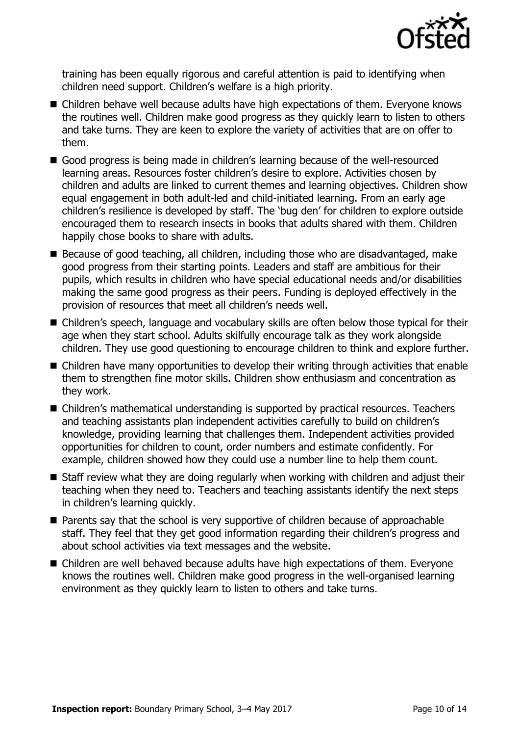training has been equally rigorous and careful attention is paid to identifying when children need support. Children's welfare is a high priority.

- Children behave well because adults have high expectations of them. Everyone knows the routines well. Children make good progress as they quickly learn to listen to others and take turns. They are keen to explore the variety of activities that are on offer to them.
- Good progress is being made in children's learning because of the well-resourced learning areas. Resources foster children's desire to explore. Activities chosen by children and adults are linked to current themes and learning objectives. Children show equal engagement in both adult-led and child-initiated learning. From an early age children's resilience is developed by staff. The 'bug den' for children to explore outside encouraged them to research insects in books that adults shared with them. Children happily chose books to share with adults.
- Because of good teaching, all children, including those who are disadvantaged, make good progress from their starting points. Leaders and staff are ambitious for their pupils, which results in children who have special educational needs and/or disabilities making the same good progress as their peers. Funding is deployed effectively in the provision of resources that meet all children's needs well.
- Children's speech, language and vocabulary skills are often below those typical for their age when they start school. Adults skilfully encourage talk as they work alongside children. They use good questioning to encourage children to think and explore further.
- Children have many opportunities to develop their writing through activities that enable them to strengthen fine motor skills. Children show enthusiasm and concentration as they work.
- Children's mathematical understanding is supported by practical resources. Teachers and teaching assistants plan independent activities carefully to build on children's knowledge, providing learning that challenges them. Independent activities provided opportunities for children to count, order numbers and estimate confidently. For example, children showed how they could use a number line to help them count.
- Staff review what they are doing regularly when working with children and adjust their teaching when they need to. Teachers and teaching assistants identify the next steps in children's learning quickly.
- Parents say that the school is very supportive of children because of approachable staff. They feel that they get good information regarding their children's progress and about school activities via text messages and the website.
- Children are well behaved because adults have high expectations of them. Everyone knows the routines well. Children make good progress in the well-organised learning environment as they quickly learn to listen to others and take turns.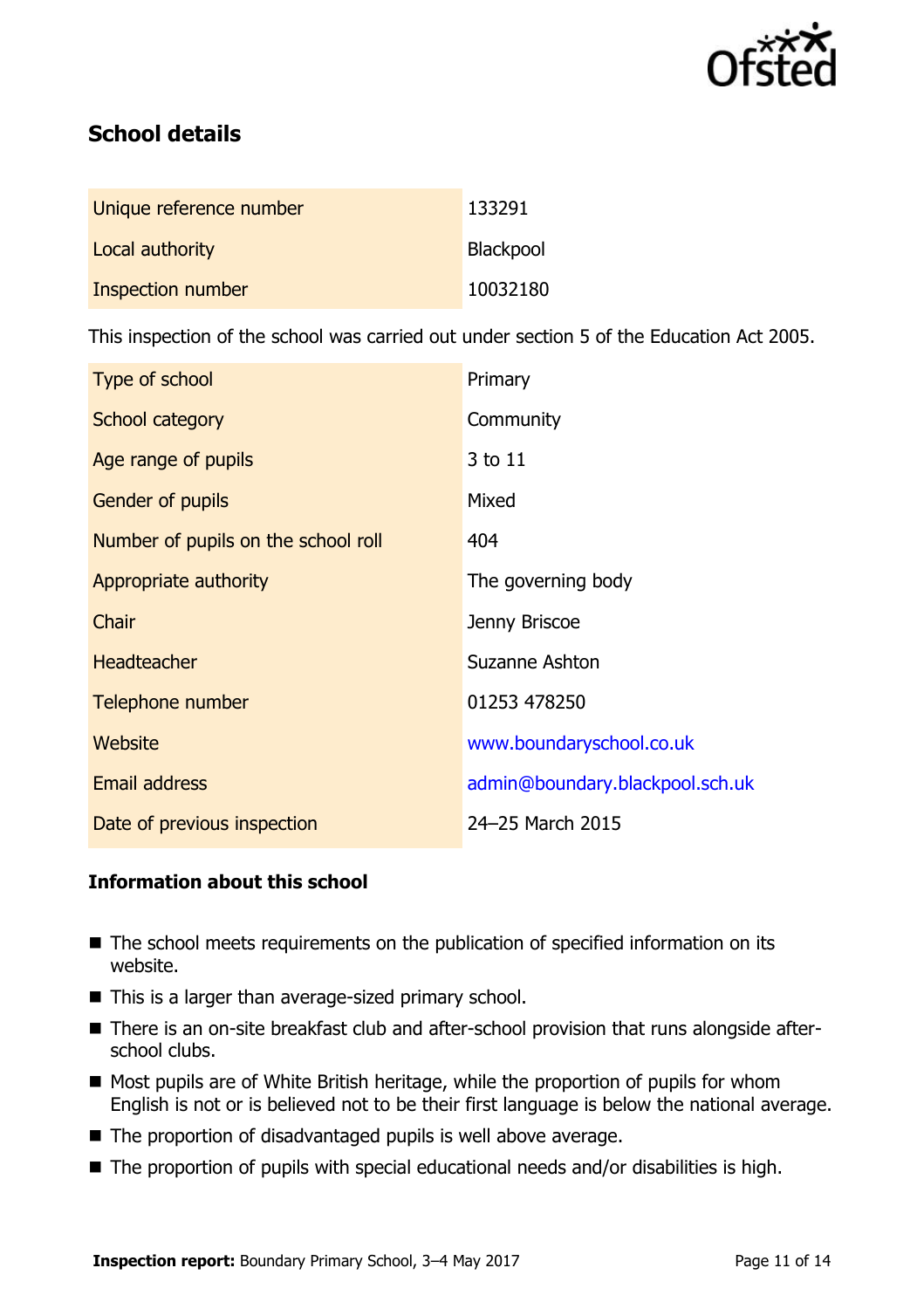## School details

| Unique reference number | 133291 |
|---|---|
| Local authority | Blackpool |
| Inspection number | 10032180 |

This inspection of the school was carried out under section 5 of the Education Act 2005.

| Type of school | Primary |
|---|---|
| School category | Community |
| Age range of pupils | 3 to 11 |
| Gender of pupils | Mixed |
| Number of pupils on the school roll | 404 |
| Appropriate authority | The governing body |
| Chair | Jenny Briscoe |
| Headteacher | Suzanne Ashton |
| Telephone number | 01253 478250 |
| Website | www.boundaryschool.co.uk |
| Email address | admin@boundary.blackpool.sch.uk |
| Date of previous inspection | 24–25 March 2015 |

### Information about this school

- The school meets requirements on the publication of specified information on its website.
- This is a larger than average-sized primary school.
- There is an on-site breakfast club and after-school provision that runs alongside after-school clubs.
- Most pupils are of White British heritage, while the proportion of pupils for whom English is not or is believed not to be their first language is below the national average.
- The proportion of disadvantaged pupils is well above average.
- The proportion of pupils with special educational needs and/or disabilities is high.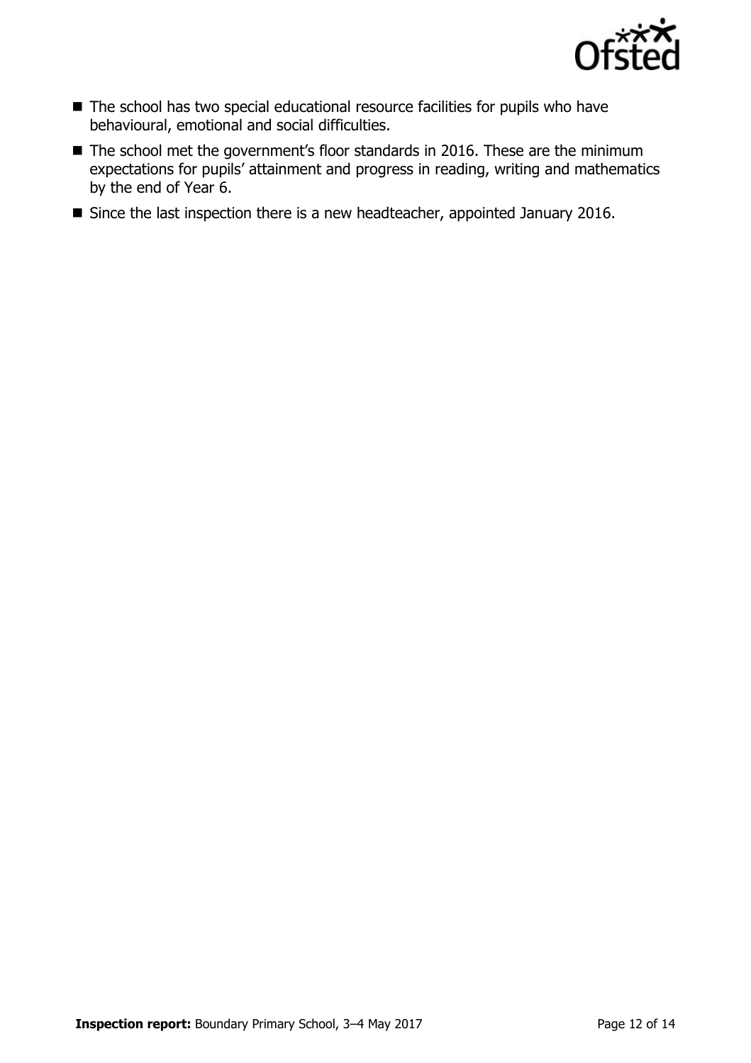- The school has two special educational resource facilities for pupils who have behavioural, emotional and social difficulties.
- The school met the government's floor standards in 2016. These are the minimum expectations for pupils' attainment and progress in reading, writing and mathematics by the end of Year 6.
- Since the last inspection there is a new headteacher, appointed January 2016.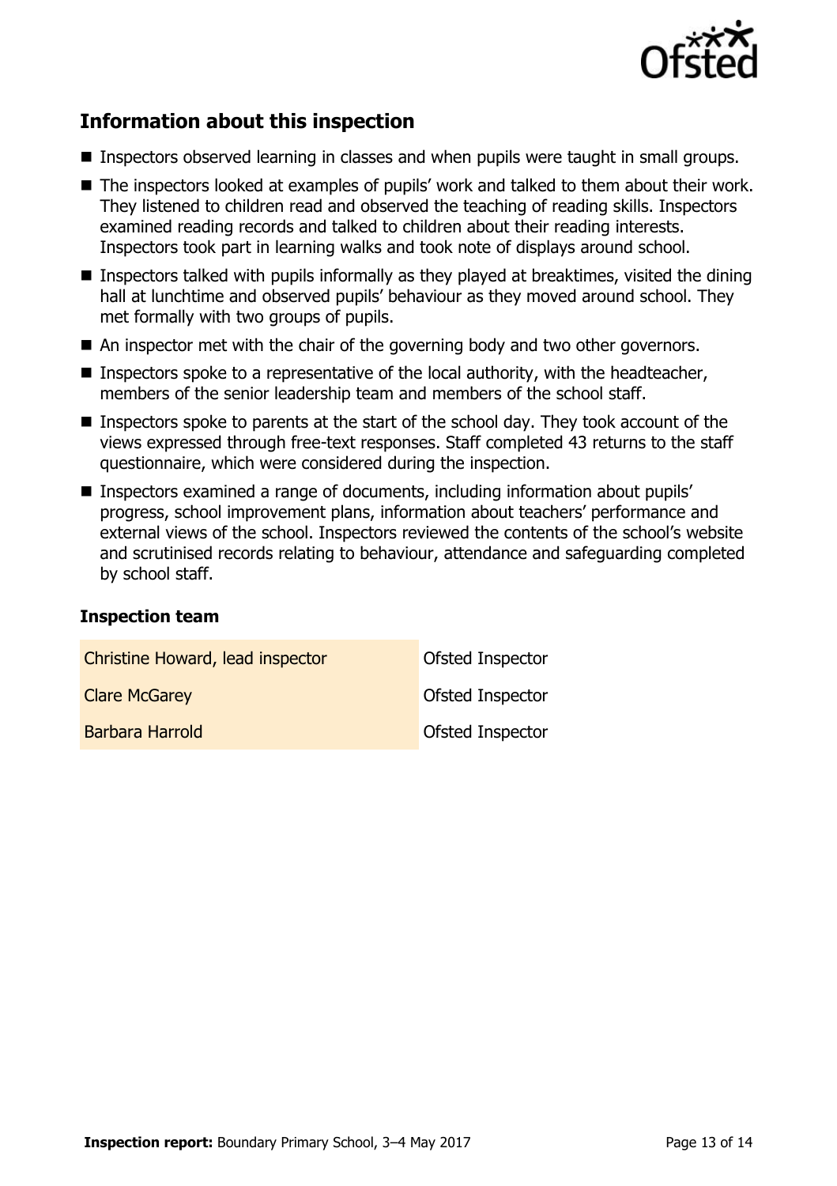## Information about this inspection

- Inspectors observed learning in classes and when pupils were taught in small groups.
- The inspectors looked at examples of pupils' work and talked to them about their work. They listened to children read and observed the teaching of reading skills. Inspectors examined reading records and talked to children about their reading interests. Inspectors took part in learning walks and took note of displays around school.
- Inspectors talked with pupils informally as they played at breaktimes, visited the dining hall at lunchtime and observed pupils' behaviour as they moved around school. They met formally with two groups of pupils.
- An inspector met with the chair of the governing body and two other governors.
- Inspectors spoke to a representative of the local authority, with the headteacher, members of the senior leadership team and members of the school staff.
- Inspectors spoke to parents at the start of the school day. They took account of the views expressed through free-text responses. Staff completed 43 returns to the staff questionnaire, which were considered during the inspection.
- Inspectors examined a range of documents, including information about pupils' progress, school improvement plans, information about teachers' performance and external views of the school. Inspectors reviewed the contents of the school's website and scrutinised records relating to behaviour, attendance and safeguarding completed by school staff.

### Inspection team

| | |
|---|---|
| Christine Howard, lead inspector | Ofsted Inspector |
| Clare McGarey | Ofsted Inspector |
| Barbara Harrold | Ofsted Inspector |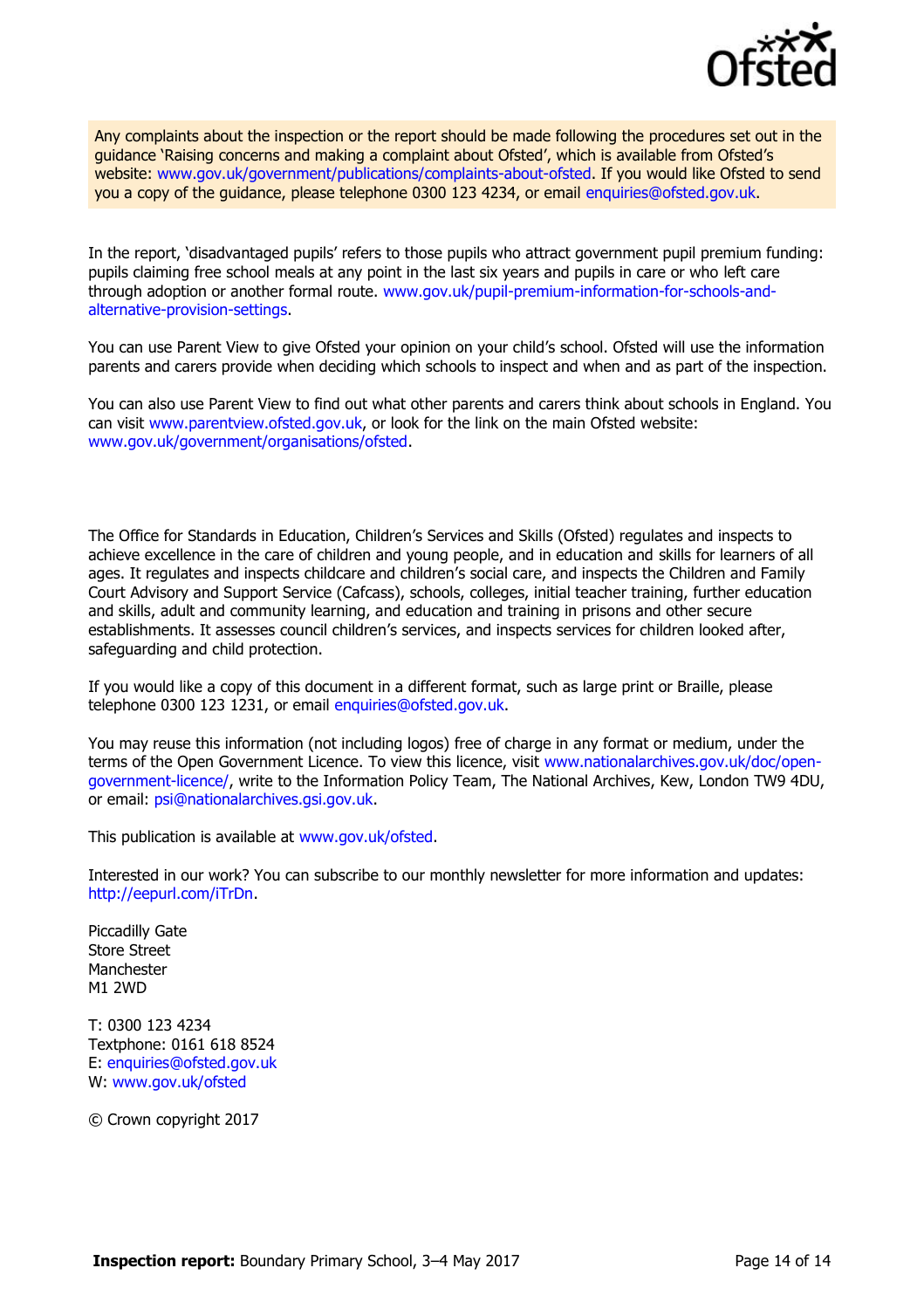Any complaints about the inspection or the report should be made following the procedures set out in the guidance 'Raising concerns and making a complaint about Ofsted', which is available from Ofsted's website: www.gov.uk/government/publications/complaints-about-ofsted. If you would like Ofsted to send you a copy of the guidance, please telephone 0300 123 4234, or email enquiries@ofsted.gov.uk.

In the report, 'disadvantaged pupils' refers to those pupils who attract government pupil premium funding: pupils claiming free school meals at any point in the last six years and pupils in care or who left care through adoption or another formal route. www.gov.uk/pupil-premium-information-for-schools-and-alternative-provision-settings.

You can use Parent View to give Ofsted your opinion on your child's school. Ofsted will use the information parents and carers provide when deciding which schools to inspect and when and as part of the inspection.

You can also use Parent View to find out what other parents and carers think about schools in England. You can visit www.parentview.ofsted.gov.uk, or look for the link on the main Ofsted website: www.gov.uk/government/organisations/ofsted.

The Office for Standards in Education, Children's Services and Skills (Ofsted) regulates and inspects to achieve excellence in the care of children and young people, and in education and skills for learners of all ages. It regulates and inspects childcare and children's social care, and inspects the Children and Family Court Advisory and Support Service (Cafcass), schools, colleges, initial teacher training, further education and skills, adult and community learning, and education and training in prisons and other secure establishments. It assesses council children's services, and inspects services for children looked after, safeguarding and child protection.

If you would like a copy of this document in a different format, such as large print or Braille, please telephone 0300 123 1231, or email enquiries@ofsted.gov.uk.

You may reuse this information (not including logos) free of charge in any format or medium, under the terms of the Open Government Licence. To view this licence, visit www.nationalarchives.gov.uk/doc/open-government-licence/, write to the Information Policy Team, The National Archives, Kew, London TW9 4DU, or email: psi@nationalarchives.gsi.gov.uk.

This publication is available at www.gov.uk/ofsted.

Interested in our work? You can subscribe to our monthly newsletter for more information and updates: http://eepurl.com/iTrDn.

Piccadilly Gate
Store Street
Manchester
M1 2WD

T: 0300 123 4234
Textphone: 0161 618 8524
E: enquiries@ofsted.gov.uk
W: www.gov.uk/ofsted

© Crown copyright 2017